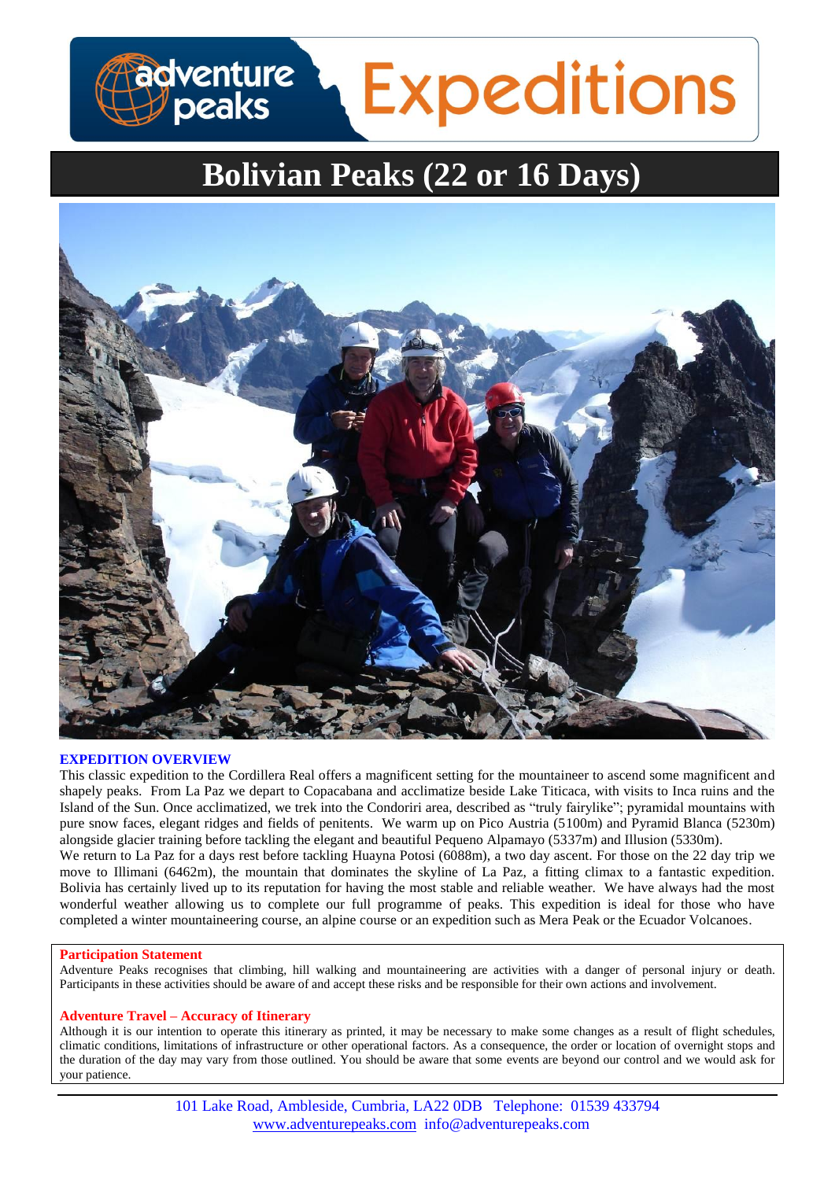# Bolivian Peaks (22 or 16 Days)

## EXPEDITION OVERVIEW

This classic expedition to the Cordillera Real offers a magnificent setting for the mountaineer to ascend some magnificent and shapely peaks. From La Paz we depart to Copacabana and acclimatize beside Lake Titicaca, with visits to Inca ruins and the Island of the Sun. Once acclimatized, we trek into the Condoriri area, described as "truly fairylike"; pyramidal mountains with pure snow faces, elegant ridges and fields of penitents. We warm up on Pico Austria (5100m) and Pyramid Blanca (5230m) alongside glacier training before tackling the elegant and beautiful Pequeno Alpamayo (5337m) and Illusion (5330m).

We return to La Paz for a days rest before tackling Huayna Potosi (6088m), a two day ascent. For those on the 22 day trip we move to Illimani (6462m), the mountain that dominates the skyline of La Paz, a fitting climax to a fantastic expedition. Bolivia has certainly lived up to its reputation for having the most stable and reliable weather. We have always had the most wonderful weather allowing us to complete our full programme of peaks. This expedition is ideal for those who have completed a winter mountaineering course, an alpine course or an expedition such as Mera Peak or the Ecuador Volcanoes.

**Participation Statement**

Adventure Peaks recognises that climbing, hill walking and mountaineering are activities with a danger of personal injury or death. Participants in these activities should be aware of and accept these risks and be responsible for their own actions and involvement.

**Adventure Travel – Accuracy of Itinerary**

Although it is our intention to operate this itinerary as printed, it may be necessary to make some changes as a result of flight schedules, climatic conditions, limitations of infrastructure or other operational factors. As a consequence, the order or location of overnight stops and the duration of the day may vary from those outlined. You should be aware that some events are beyond our control and we would ask for your patience.

101 Lake Road, Ambleside, Cumbria, LA22 0DB Telephone: 01539 433794
www.adventurepeaks.com info@adventurepeaks.com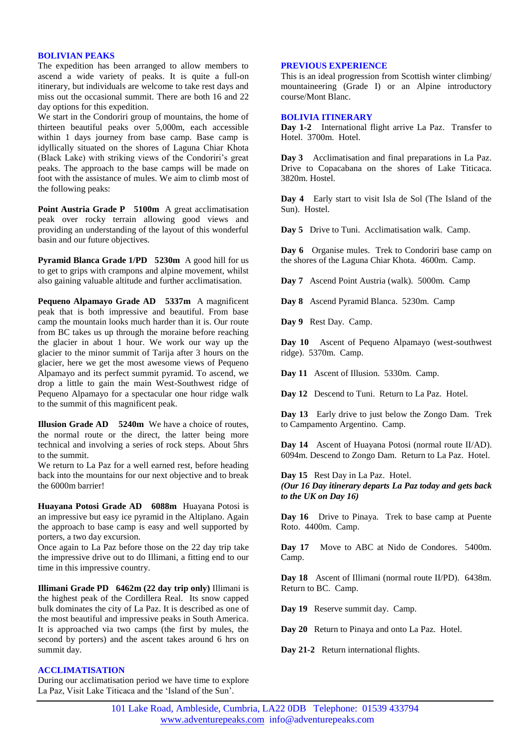## BOLIVIAN PEAKS

The expedition has been arranged to allow members to ascend a wide variety of peaks. It is quite a full-on itinerary, but individuals are welcome to take rest days and miss out the occasional summit. There are both 16 and 22 day options for this expedition.

We start in the Condoriri group of mountains, the home of thirteen beautiful peaks over 5,000m, each accessible within 1 days journey from base camp. Base camp is idyllically situated on the shores of Laguna Chiar Khota (Black Lake) with striking views of the Condoriri's great peaks. The approach to the base camps will be made on foot with the assistance of mules. We aim to climb most of the following peaks:

**Point Austria Grade P 5100m** A great acclimatisation peak over rocky terrain allowing good views and providing an understanding of the layout of this wonderful basin and our future objectives.

**Pyramid Blanca Grade 1/PD 5230m** A good hill for us to get to grips with crampons and alpine movement, whilst also gaining valuable altitude and further acclimatisation.

**Pequeno Alpamayo Grade AD 5337m** A magnificent peak that is both impressive and beautiful. From base camp the mountain looks much harder than it is. Our route from BC takes us up through the moraine before reaching the glacier in about 1 hour. We work our way up the glacier to the minor summit of Tarija after 3 hours on the glacier, here we get the most awesome views of Pequeno Alpamayo and its perfect summit pyramid. To ascend, we drop a little to gain the main West-Southwest ridge of Pequeno Alpamayo for a spectacular one hour ridge walk to the summit of this magnificent peak.

**Illusion Grade AD 5240m** We have a choice of routes, the normal route or the direct, the latter being more technical and involving a series of rock steps. About 5hrs to the summit.

We return to La Paz for a well earned rest, before heading back into the mountains for our next objective and to break the 6000m barrier!

**Huayana Potosi Grade AD 6088m** Huayana Potosi is an impressive but easy ice pyramid in the Altiplano. Again the approach to base camp is easy and well supported by porters, a two day excursion.

Once again to La Paz before those on the 22 day trip take the impressive drive out to do Illimani, a fitting end to our time in this impressive country.

**Illimani Grade PD 6462m (22 day trip only)** Illimani is the highest peak of the Cordillera Real. Its snow capped bulk dominates the city of La Paz. It is described as one of the most beautiful and impressive peaks in South America. It is approached via two camps (the first by mules, the second by porters) and the ascent takes around 6 hrs on summit day.

## ACCLIMATISATION

During our acclimatisation period we have time to explore La Paz, Visit Lake Titicaca and the 'Island of the Sun'.

## PREVIOUS EXPERIENCE

This is an ideal progression from Scottish winter climbing/ mountaineering (Grade I) or an Alpine introductory course/Mont Blanc.

## BOLIVIA ITINERARY

**Day 1-2** International flight arrive La Paz. Transfer to Hotel. 3700m. Hotel.

**Day 3** Acclimatisation and final preparations in La Paz. Drive to Copacabana on the shores of Lake Titicaca. 3820m. Hostel.

**Day 4** Early start to visit Isla de Sol (The Island of the Sun). Hostel.

**Day 5** Drive to Tuni. Acclimatisation walk. Camp.

**Day 6** Organise mules. Trek to Condoriri base camp on the shores of the Laguna Chiar Khota. 4600m. Camp.

**Day 7** Ascend Point Austria (walk). 5000m. Camp

**Day 8** Ascend Pyramid Blanca. 5230m. Camp

**Day 9** Rest Day. Camp.

**Day 10** Ascent of Pequeno Alpamayo (west-southwest ridge). 5370m. Camp.

**Day 11** Ascent of Illusion. 5330m. Camp.

**Day 12** Descend to Tuni. Return to La Paz. Hotel.

**Day 13** Early drive to just below the Zongo Dam. Trek to Campamento Argentino. Camp.

**Day 14** Ascent of Huayana Potosi (normal route II/AD). 6094m. Descend to Zongo Dam. Return to La Paz. Hotel.

**Day 15** Rest Day in La Paz. Hotel.
***(Our 16 Day itinerary departs La Paz today and gets back to the UK on Day 16)***

**Day 16** Drive to Pinaya. Trek to base camp at Puente Roto. 4400m. Camp.

**Day 17** Move to ABC at Nido de Condores. 5400m. Camp.

**Day 18** Ascent of Illimani (normal route II/PD). 6438m. Return to BC. Camp.

**Day 19** Reserve summit day. Camp.

**Day 20** Return to Pinaya and onto La Paz. Hotel.

**Day 21-2** Return international flights.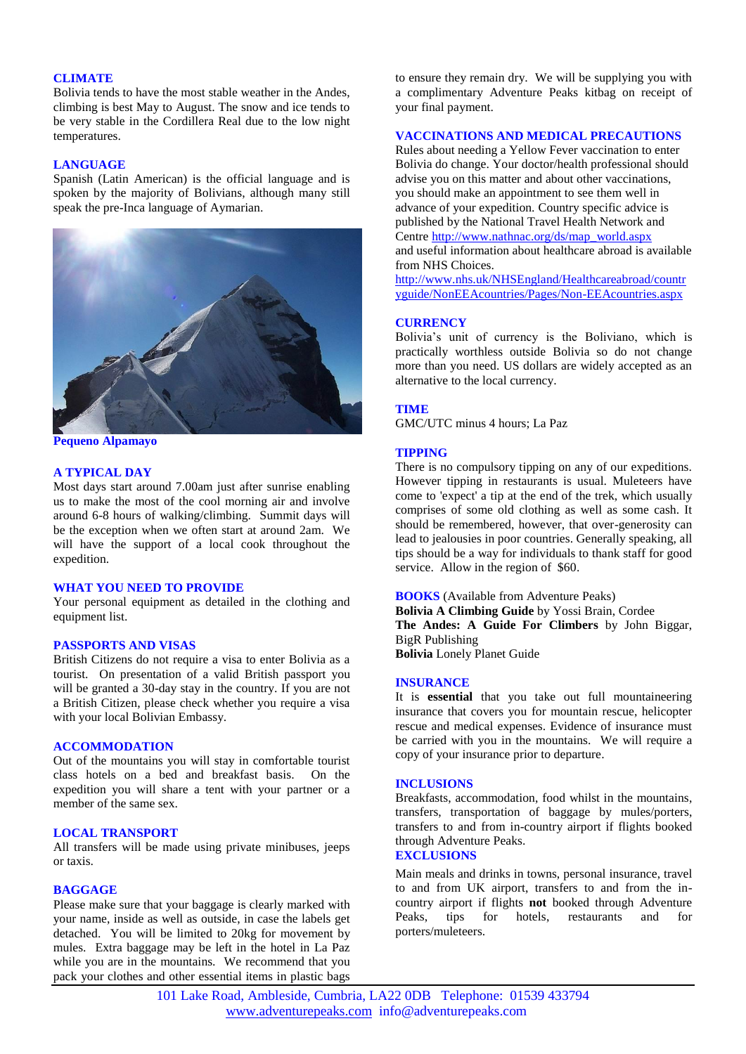## CLIMATE

Bolivia tends to have the most stable weather in the Andes, climbing is best May to August. The snow and ice tends to be very stable in the Cordillera Real due to the low night temperatures.

## LANGUAGE

Spanish (Latin American) is the official language and is spoken by the majority of Bolivians, although many still speak the pre-Inca language of Aymarian.

**Pequeno Alpamayo**

## A TYPICAL DAY

Most days start around 7.00am just after sunrise enabling us to make the most of the cool morning air and involve around 6-8 hours of walking/climbing. Summit days will be the exception when we often start at around 2am. We will have the support of a local cook throughout the expedition.

## WHAT YOU NEED TO PROVIDE

Your personal equipment as detailed in the clothing and equipment list.

## PASSPORTS AND VISAS

British Citizens do not require a visa to enter Bolivia as a tourist. On presentation of a valid British passport you will be granted a 30-day stay in the country. If you are not a British Citizen, please check whether you require a visa with your local Bolivian Embassy.

## ACCOMMODATION

Out of the mountains you will stay in comfortable tourist class hotels on a bed and breakfast basis. On the expedition you will share a tent with your partner or a member of the same sex.

## LOCAL TRANSPORT

All transfers will be made using private minibuses, jeeps or taxis.

## BAGGAGE

Please make sure that your baggage is clearly marked with your name, inside as well as outside, in case the labels get detached. You will be limited to 20kg for movement by mules. Extra baggage may be left in the hotel in La Paz while you are in the mountains. We recommend that you pack your clothes and other essential items in plastic bags to ensure they remain dry. We will be supplying you with a complimentary Adventure Peaks kitbag on receipt of your final payment.

## VACCINATIONS AND MEDICAL PRECAUTIONS

Rules about needing a Yellow Fever vaccination to enter Bolivia do change. Your doctor/health professional should advise you on this matter and about other vaccinations, you should make an appointment to see them well in advance of your expedition. Country specific advice is published by the National Travel Health Network and Centre http://www.nathnac.org/ds/map_world.aspx and useful information about healthcare abroad is available from NHS Choices. http://www.nhs.uk/NHSEngland/Healthcareabroad/countryguide/NonEEAcountries/Pages/Non-EEAcountries.aspx

## CURRENCY

Bolivia's unit of currency is the Boliviano, which is practically worthless outside Bolivia so do not change more than you need. US dollars are widely accepted as an alternative to the local currency.

## TIME

GMC/UTC minus 4 hours; La Paz

## TIPPING

There is no compulsory tipping on any of our expeditions. However tipping in restaurants is usual. Muleteers have come to 'expect' a tip at the end of the trek, which usually comprises of some old clothing as well as some cash. It should be remembered, however, that over-generosity can lead to jealousies in poor countries. Generally speaking, all tips should be a way for individuals to thank staff for good service. Allow in the region of $60.

## BOOKS (Available from Adventure Peaks)

**Bolivia A Climbing Guide** by Yossi Brain, Cordee
**The Andes: A Guide For Climbers** by John Biggar, BigR Publishing
**Bolivia** Lonely Planet Guide

## INSURANCE

It is **essential** that you take out full mountaineering insurance that covers you for mountain rescue, helicopter rescue and medical expenses. Evidence of insurance must be carried with you in the mountains. We will require a copy of your insurance prior to departure.

## INCLUSIONS

Breakfasts, accommodation, food whilst in the mountains, transfers, transportation of baggage by mules/porters, transfers to and from in-country airport if flights booked through Adventure Peaks.

## EXCLUSIONS

Main meals and drinks in towns, personal insurance, travel to and from UK airport, transfers to and from the in-country airport if flights **not** booked through Adventure Peaks, tips for hotels, restaurants and for porters/muleteers.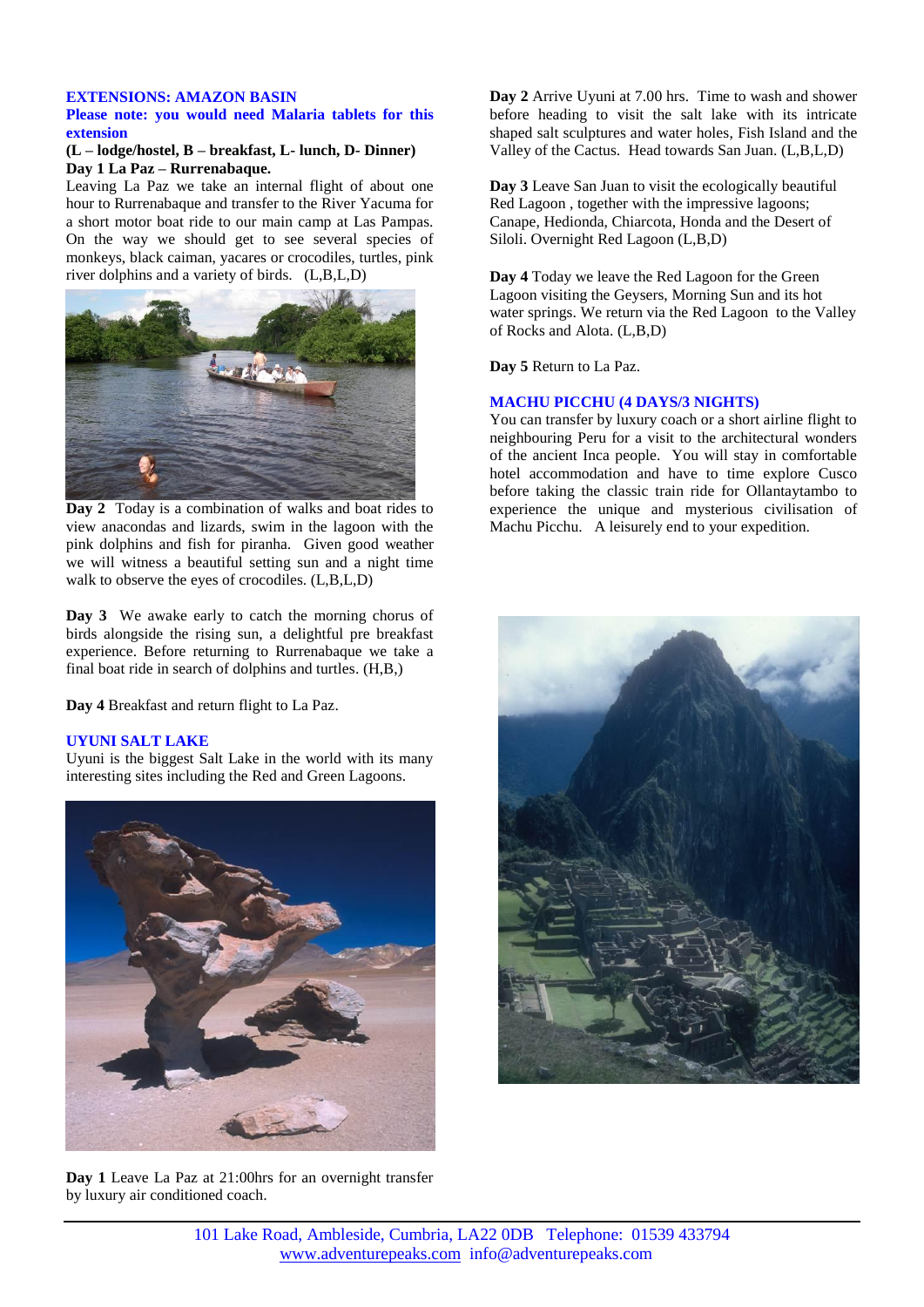## EXTENSIONS: AMAZON BASIN

**Please note: you would need Malaria tablets for this extension**

**(L – lodge/hostel, B – breakfast, L- lunch, D- Dinner)**

**Day 1 La Paz – Rurrenabaque.**

Leaving La Paz we take an internal flight of about one hour to Rurrenabaque and transfer to the River Yacuma for a short motor boat ride to our main camp at Las Pampas. On the way we should get to see several species of monkeys, black caiman, yacares or crocodiles, turtles, pink river dolphins and a variety of birds. (L,B,L,D)

**Day 2** Today is a combination of walks and boat rides to view anacondas and lizards, swim in the lagoon with the pink dolphins and fish for piranha. Given good weather we will witness a beautiful setting sun and a night time walk to observe the eyes of crocodiles. (L,B,L,D)

**Day 3** We awake early to catch the morning chorus of birds alongside the rising sun, a delightful pre breakfast experience. Before returning to Rurrenabaque we take a final boat ride in search of dolphins and turtles. (H,B,)

**Day 4** Breakfast and return flight to La Paz.

## UYUNI SALT LAKE

Uyuni is the biggest Salt Lake in the world with its many interesting sites including the Red and Green Lagoons.

**Day 1** Leave La Paz at 21:00hrs for an overnight transfer by luxury air conditioned coach.

**Day 2** Arrive Uyuni at 7.00 hrs. Time to wash and shower before heading to visit the salt lake with its intricate shaped salt sculptures and water holes, Fish Island and the Valley of the Cactus. Head towards San Juan. (L,B,L,D)

**Day 3** Leave San Juan to visit the ecologically beautiful Red Lagoon , together with the impressive lagoons; Canape, Hedionda, Chiarcota, Honda and the Desert of Siloli. Overnight Red Lagoon (L,B,D)

**Day 4** Today we leave the Red Lagoon for the Green Lagoon visiting the Geysers, Morning Sun and its hot water springs. We return via the Red Lagoon to the Valley of Rocks and Alota. (L,B,D)

**Day 5** Return to La Paz.

## MACHU PICCHU (4 DAYS/3 NIGHTS)

You can transfer by luxury coach or a short airline flight to neighbouring Peru for a visit to the architectural wonders of the ancient Inca people. You will stay in comfortable hotel accommodation and have to time explore Cusco before taking the classic train ride for Ollantaytambo to experience the unique and mysterious civilisation of Machu Picchu. A leisurely end to your expedition.

101 Lake Road, Ambleside, Cumbria, LA22 0DB Telephone: 01539 433794
www.adventurepeaks.com info@adventurepeaks.com